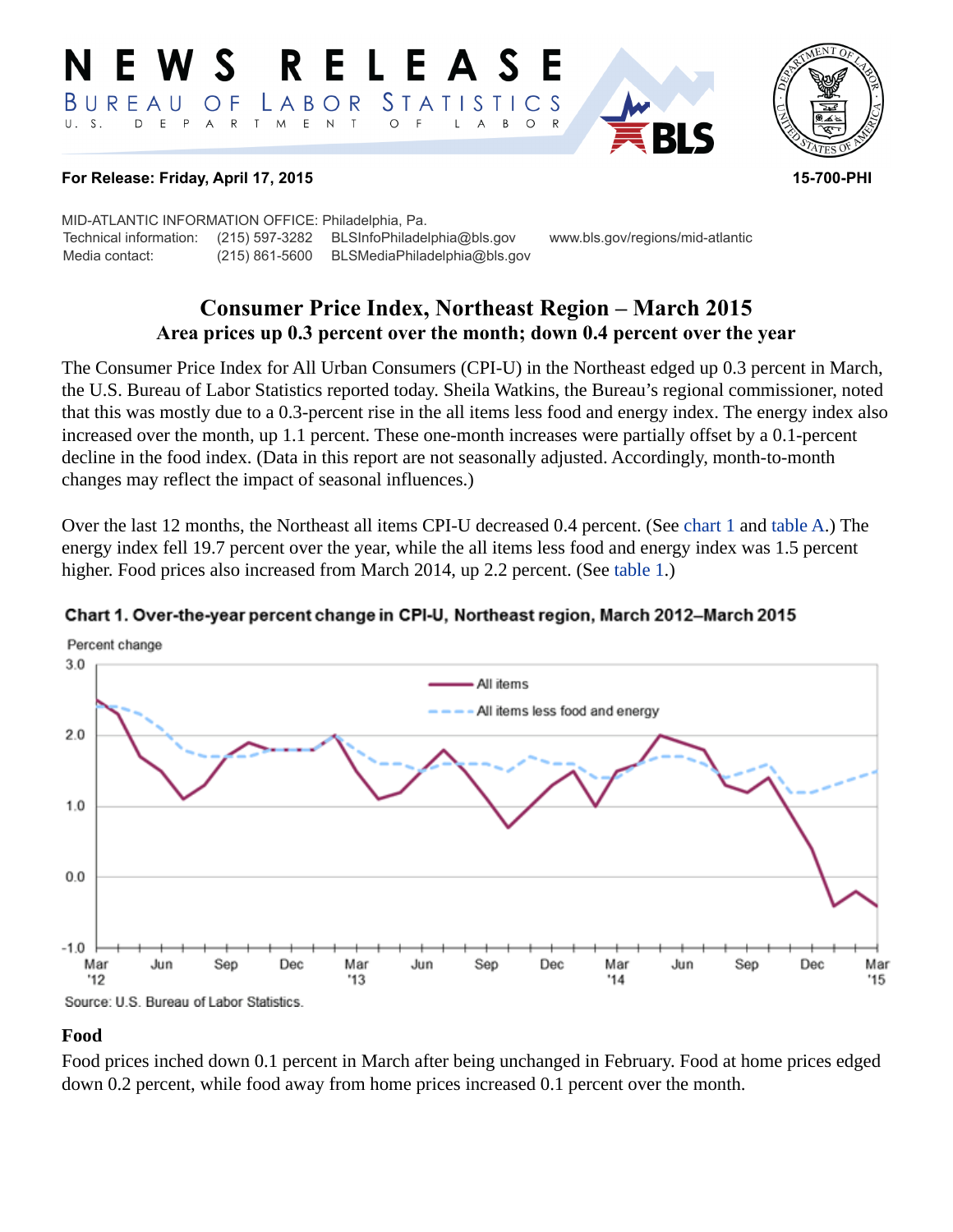# NEWS RELEASE

BUREAU OF LABOR STATISTICS
U. S. DEPARTMENT OF LABOR

**For Release: Friday, April 17, 2015** **15-700-PHI**

MID-ATLANTIC INFORMATION OFFICE: Philadelphia, Pa.

| | | | |
|---|---|---|---|
| Technical information: | (215) 597-3282 | BLSInfoPhiladelphia@bls.gov | www.bls.gov/regions/mid-atlantic |
| Media contact: | (215) 861-5600 | BLSMediaPhiladelphia@bls.gov | |

## Consumer Price Index, Northeast Region – March 2015

### Area prices up 0.3 percent over the month; down 0.4 percent over the year

The Consumer Price Index for All Urban Consumers (CPI-U) in the Northeast edged up 0.3 percent in March, the U.S. Bureau of Labor Statistics reported today. Sheila Watkins, the Bureau's regional commissioner, noted that this was mostly due to a 0.3-percent rise in the all items less food and energy index. The energy index also increased over the month, up 1.1 percent. These one-month increases were partially offset by a 0.1-percent decline in the food index. (Data in this report are not seasonally adjusted. Accordingly, month-to-month changes may reflect the impact of seasonal influences.)

Over the last 12 months, the Northeast all items CPI-U decreased 0.4 percent. (See chart 1 and table A.) The energy index fell 19.7 percent over the year, while the all items less food and energy index was 1.5 percent higher. Food prices also increased from March 2014, up 2.2 percent. (See table 1.)

**Chart 1. Over-the-year percent change in CPI-U, Northeast region, March 2012–March 2015**

Source: U.S. Bureau of Labor Statistics.

### Food

Food prices inched down 0.1 percent in March after being unchanged in February. Food at home prices edged down 0.2 percent, while food away from home prices increased 0.1 percent over the month.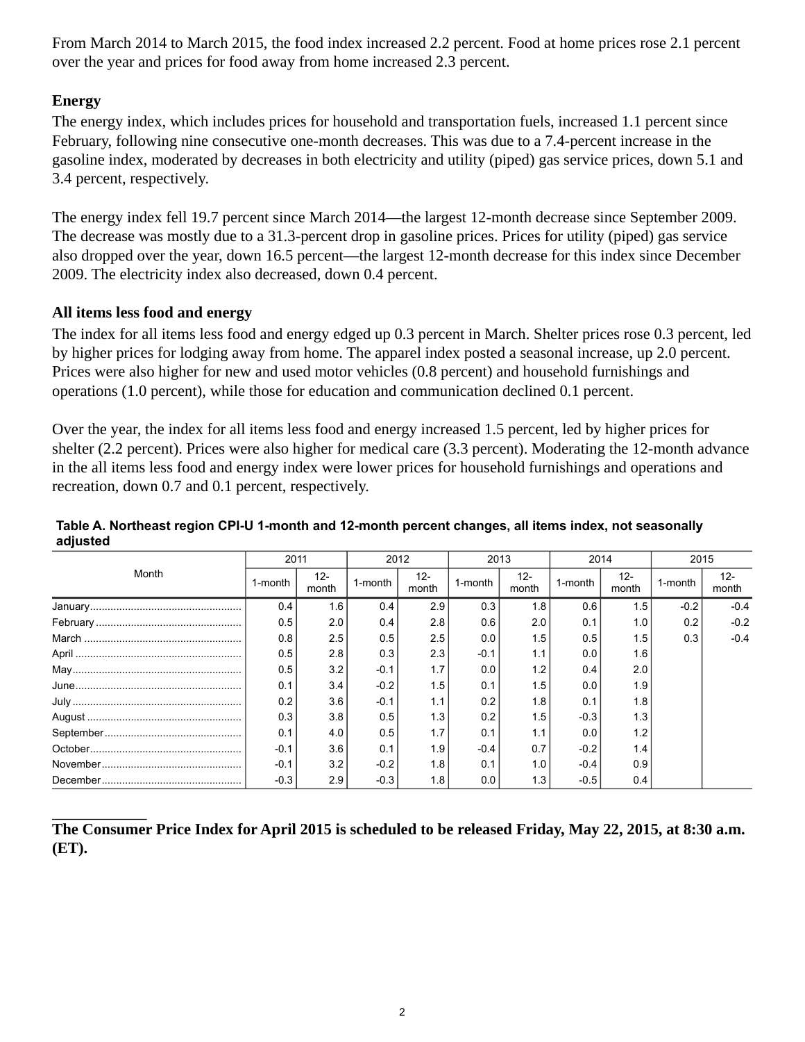From March 2014 to March 2015, the food index increased 2.2 percent. Food at home prices rose 2.1 percent over the year and prices for food away from home increased 2.3 percent.

### Energy

The energy index, which includes prices for household and transportation fuels, increased 1.1 percent since February, following nine consecutive one-month decreases. This was due to a 7.4-percent increase in the gasoline index, moderated by decreases in both electricity and utility (piped) gas service prices, down 5.1 and 3.4 percent, respectively.

The energy index fell 19.7 percent since March 2014—the largest 12-month decrease since September 2009. The decrease was mostly due to a 31.3-percent drop in gasoline prices. Prices for utility (piped) gas service also dropped over the year, down 16.5 percent—the largest 12-month decrease for this index since December 2009. The electricity index also decreased, down 0.4 percent.

### All items less food and energy

The index for all items less food and energy edged up 0.3 percent in March. Shelter prices rose 0.3 percent, led by higher prices for lodging away from home. The apparel index posted a seasonal increase, up 2.0 percent. Prices were also higher for new and used motor vehicles (0.8 percent) and household furnishings and operations (1.0 percent), while those for education and communication declined 0.1 percent.

Over the year, the index for all items less food and energy increased 1.5 percent, led by higher prices for shelter (2.2 percent). Prices were also higher for medical care (3.3 percent). Moderating the 12-month advance in the all items less food and energy index were lower prices for household furnishings and operations and recreation, down 0.7 and 0.1 percent, respectively.

**Table A. Northeast region CPI-U 1-month and 12-month percent changes, all items index, not seasonally adjusted**

| Month | 2011 | | 2012 | | 2013 | | 2014 | | 2015 | |
|---|---|---|---|---|---|---|---|---|---|---|
| | 1-month | 12-month | 1-month | 12-month | 1-month | 12-month | 1-month | 12-month | 1-month | 12-month |
| January | 0.4 | 1.6 | 0.4 | 2.9 | 0.3 | 1.8 | 0.6 | 1.5 | -0.2 | -0.4 |
| February | 0.5 | 2.0 | 0.4 | 2.8 | 0.6 | 2.0 | 0.1 | 1.0 | 0.2 | -0.2 |
| March | 0.8 | 2.5 | 0.5 | 2.5 | 0.0 | 1.5 | 0.5 | 1.5 | 0.3 | -0.4 |
| April | 0.5 | 2.8 | 0.3 | 2.3 | -0.1 | 1.1 | 0.0 | 1.6 | | |
| May | 0.5 | 3.2 | -0.1 | 1.7 | 0.0 | 1.2 | 0.4 | 2.0 | | |
| June | 0.1 | 3.4 | -0.2 | 1.5 | 0.1 | 1.5 | 0.0 | 1.9 | | |
| July | 0.2 | 3.6 | -0.1 | 1.1 | 0.2 | 1.8 | 0.1 | 1.8 | | |
| August | 0.3 | 3.8 | 0.5 | 1.3 | 0.2 | 1.5 | -0.3 | 1.3 | | |
| September | 0.1 | 4.0 | 0.5 | 1.7 | 0.1 | 1.1 | 0.0 | 1.2 | | |
| October | -0.1 | 3.6 | 0.1 | 1.9 | -0.4 | 0.7 | -0.2 | 1.4 | | |
| November | -0.1 | 3.2 | -0.2 | 1.8 | 0.1 | 1.0 | -0.4 | 0.9 | | |
| December | -0.3 | 2.9 | -0.3 | 1.8 | 0.0 | 1.3 | -0.5 | 0.4 | | |

**The Consumer Price Index for April 2015 is scheduled to be released Friday, May 22, 2015, at 8:30 a.m. (ET).**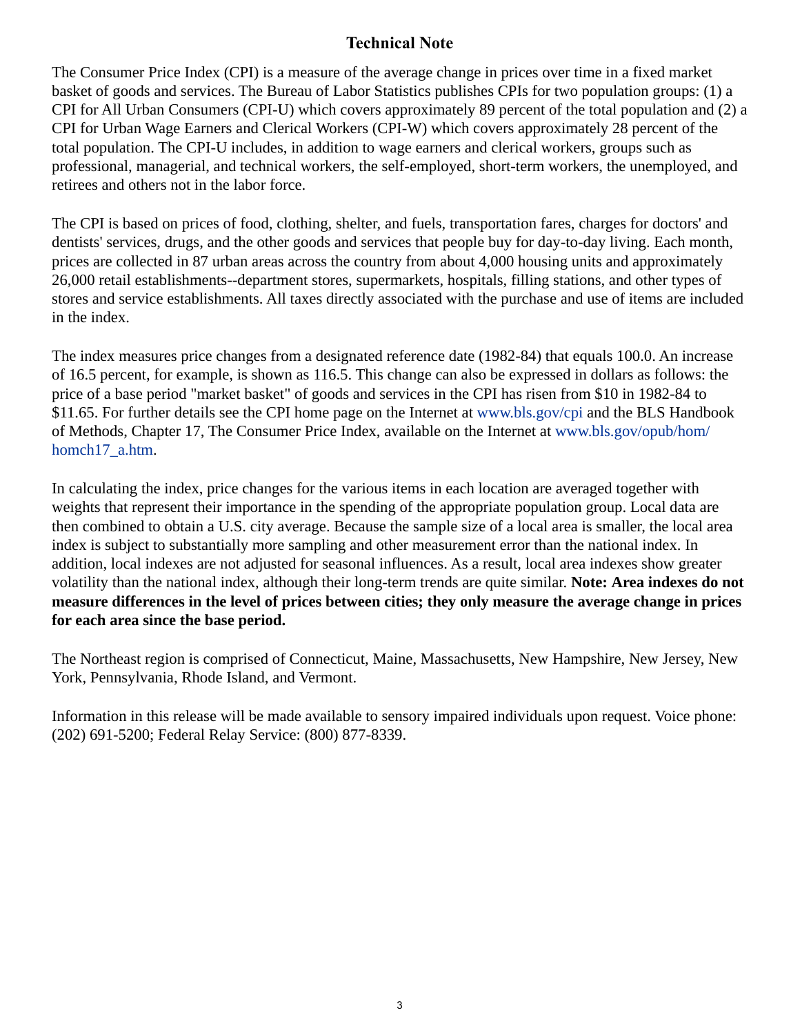## Technical Note

The Consumer Price Index (CPI) is a measure of the average change in prices over time in a fixed market basket of goods and services. The Bureau of Labor Statistics publishes CPIs for two population groups: (1) a CPI for All Urban Consumers (CPI-U) which covers approximately 89 percent of the total population and (2) a CPI for Urban Wage Earners and Clerical Workers (CPI-W) which covers approximately 28 percent of the total population. The CPI-U includes, in addition to wage earners and clerical workers, groups such as professional, managerial, and technical workers, the self-employed, short-term workers, the unemployed, and retirees and others not in the labor force.

The CPI is based on prices of food, clothing, shelter, and fuels, transportation fares, charges for doctors' and dentists' services, drugs, and the other goods and services that people buy for day-to-day living. Each month, prices are collected in 87 urban areas across the country from about 4,000 housing units and approximately 26,000 retail establishments--department stores, supermarkets, hospitals, filling stations, and other types of stores and service establishments. All taxes directly associated with the purchase and use of items are included in the index.

The index measures price changes from a designated reference date (1982-84) that equals 100.0. An increase of 16.5 percent, for example, is shown as 116.5. This change can also be expressed in dollars as follows: the price of a base period "market basket" of goods and services in the CPI has risen from $10 in 1982-84 to $11.65. For further details see the CPI home page on the Internet at www.bls.gov/cpi and the BLS Handbook of Methods, Chapter 17, The Consumer Price Index, available on the Internet at www.bls.gov/opub/hom/homch17_a.htm.

In calculating the index, price changes for the various items in each location are averaged together with weights that represent their importance in the spending of the appropriate population group. Local data are then combined to obtain a U.S. city average. Because the sample size of a local area is smaller, the local area index is subject to substantially more sampling and other measurement error than the national index. In addition, local indexes are not adjusted for seasonal influences. As a result, local area indexes show greater volatility than the national index, although their long-term trends are quite similar. **Note: Area indexes do not measure differences in the level of prices between cities; they only measure the average change in prices for each area since the base period.**

The Northeast region is comprised of Connecticut, Maine, Massachusetts, New Hampshire, New Jersey, New York, Pennsylvania, Rhode Island, and Vermont.

Information in this release will be made available to sensory impaired individuals upon request. Voice phone: (202) 691-5200; Federal Relay Service: (800) 877-8339.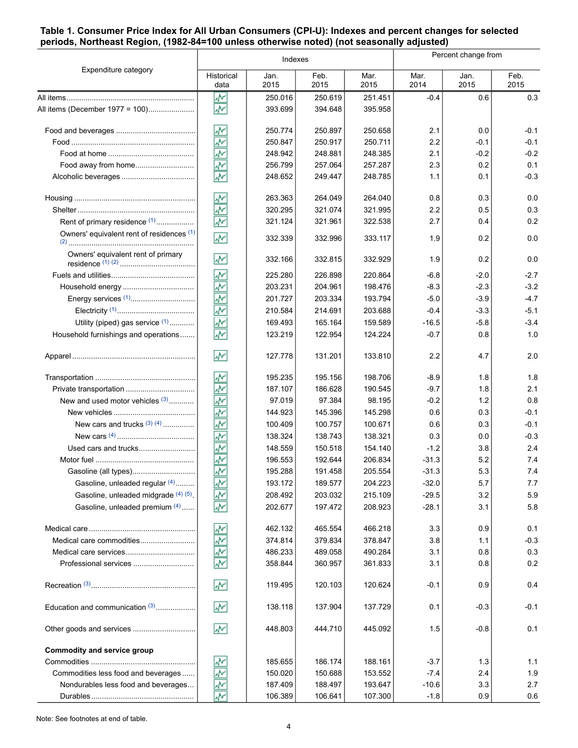**Table 1. Consumer Price Index for All Urban Consumers (CPI-U): Indexes and percent changes for selected periods, Northeast Region, (1982-84=100 unless otherwise noted) (not seasonally adjusted)**

| Expenditure category | Indexes | | | | Percent change from | | |
|---|---|---|---|---|---|---|---|
| | Historical data | Jan. 2015 | Feb. 2015 | Mar. 2015 | Mar. 2014 | Jan. 2015 | Feb. 2015 |
| All items | | 250.016 | 250.619 | 251.451 | -0.4 | 0.6 | 0.3 |
| All items (December 1977 = 100) | | 393.699 | 394.648 | 395.958 | | | |
| Food and beverages | | 250.774 | 250.897 | 250.658 | 2.1 | 0.0 | -0.1 |
| Food | | 250.847 | 250.917 | 250.711 | 2.2 | -0.1 | -0.1 |
| Food at home | | 248.942 | 248.881 | 248.385 | 2.1 | -0.2 | -0.2 |
| Food away from home | | 256.799 | 257.064 | 257.287 | 2.3 | 0.2 | 0.1 |
| Alcoholic beverages | | 248.652 | 249.447 | 248.785 | 1.1 | 0.1 | -0.3 |
| Housing | | 263.363 | 264.049 | 264.040 | 0.8 | 0.3 | 0.0 |
| Shelter | | 320.295 | 321.074 | 321.995 | 2.2 | 0.5 | 0.3 |
| Rent of primary residence (1) | | 321.124 | 321.961 | 322.538 | 2.7 | 0.4 | 0.2 |
| Owners' equivalent rent of residences (1) (2) | | 332.339 | 332.996 | 333.117 | 1.9 | 0.2 | 0.0 |
| Owners' equivalent rent of primary residence (1) (2) | | 332.166 | 332.815 | 332.929 | 1.9 | 0.2 | 0.0 |
| Fuels and utilities | | 225.280 | 226.898 | 220.864 | -6.8 | -2.0 | -2.7 |
| Household energy | | 203.231 | 204.961 | 198.476 | -8.3 | -2.3 | -3.2 |
| Energy services (1) | | 201.727 | 203.334 | 193.794 | -5.0 | -3.9 | -4.7 |
| Electricity (1) | | 210.584 | 214.691 | 203.688 | -0.4 | -3.3 | -5.1 |
| Utility (piped) gas service (1) | | 169.493 | 165.164 | 159.589 | -16.5 | -5.8 | -3.4 |
| Household furnishings and operations | | 123.219 | 122.954 | 124.224 | -0.7 | 0.8 | 1.0 |
| Apparel | | 127.778 | 131.201 | 133.810 | 2.2 | 4.7 | 2.0 |
| Transportation | | 195.235 | 195.156 | 198.706 | -8.9 | 1.8 | 1.8 |
| Private transportation | | 187.107 | 186.628 | 190.545 | -9.7 | 1.8 | 2.1 |
| New and used motor vehicles (3) | | 97.019 | 97.384 | 98.195 | -0.2 | 1.2 | 0.8 |
| New vehicles | | 144.923 | 145.396 | 145.298 | 0.6 | 0.3 | -0.1 |
| New cars and trucks (3) (4) | | 100.409 | 100.757 | 100.671 | 0.6 | 0.3 | -0.1 |
| New cars (4) | | 138.324 | 138.743 | 138.321 | 0.3 | 0.0 | -0.3 |
| Used cars and trucks | | 148.559 | 150.518 | 154.140 | -1.2 | 3.8 | 2.4 |
| Motor fuel | | 196.553 | 192.644 | 206.834 | -31.3 | 5.2 | 7.4 |
| Gasoline (all types) | | 195.288 | 191.458 | 205.554 | -31.3 | 5.3 | 7.4 |
| Gasoline, unleaded regular (4) | | 193.172 | 189.577 | 204.223 | -32.0 | 5.7 | 7.7 |
| Gasoline, unleaded midgrade (4) (5) | | 208.492 | 203.032 | 215.109 | -29.5 | 3.2 | 5.9 |
| Gasoline, unleaded premium (4) | | 202.677 | 197.472 | 208.923 | -28.1 | 3.1 | 5.8 |
| Medical care | | 462.132 | 465.554 | 466.218 | 3.3 | 0.9 | 0.1 |
| Medical care commodities | | 374.814 | 379.834 | 378.847 | 3.8 | 1.1 | -0.3 |
| Medical care services | | 486.233 | 489.058 | 490.284 | 3.1 | 0.8 | 0.3 |
| Professional services | | 358.844 | 360.957 | 361.833 | 3.1 | 0.8 | 0.2 |
| Recreation (3) | | 119.495 | 120.103 | 120.624 | -0.1 | 0.9 | 0.4 |
| Education and communication (3) | | 138.118 | 137.904 | 137.729 | 0.1 | -0.3 | -0.1 |
| Other goods and services | | 448.803 | 444.710 | 445.092 | 1.5 | -0.8 | 0.1 |
| **Commodity and service group** | | | | | | | |
| Commodities | | 185.655 | 186.174 | 188.161 | -3.7 | 1.3 | 1.1 |
| Commodities less food and beverages | | 150.020 | 150.688 | 153.552 | -7.4 | 2.4 | 1.9 |
| Nondurables less food and beverages | | 187.409 | 188.497 | 193.647 | -10.6 | 3.3 | 2.7 |
| Durables | | 106.389 | 106.641 | 107.300 | -1.8 | 0.9 | 0.6 |

Note: See footnotes at end of table.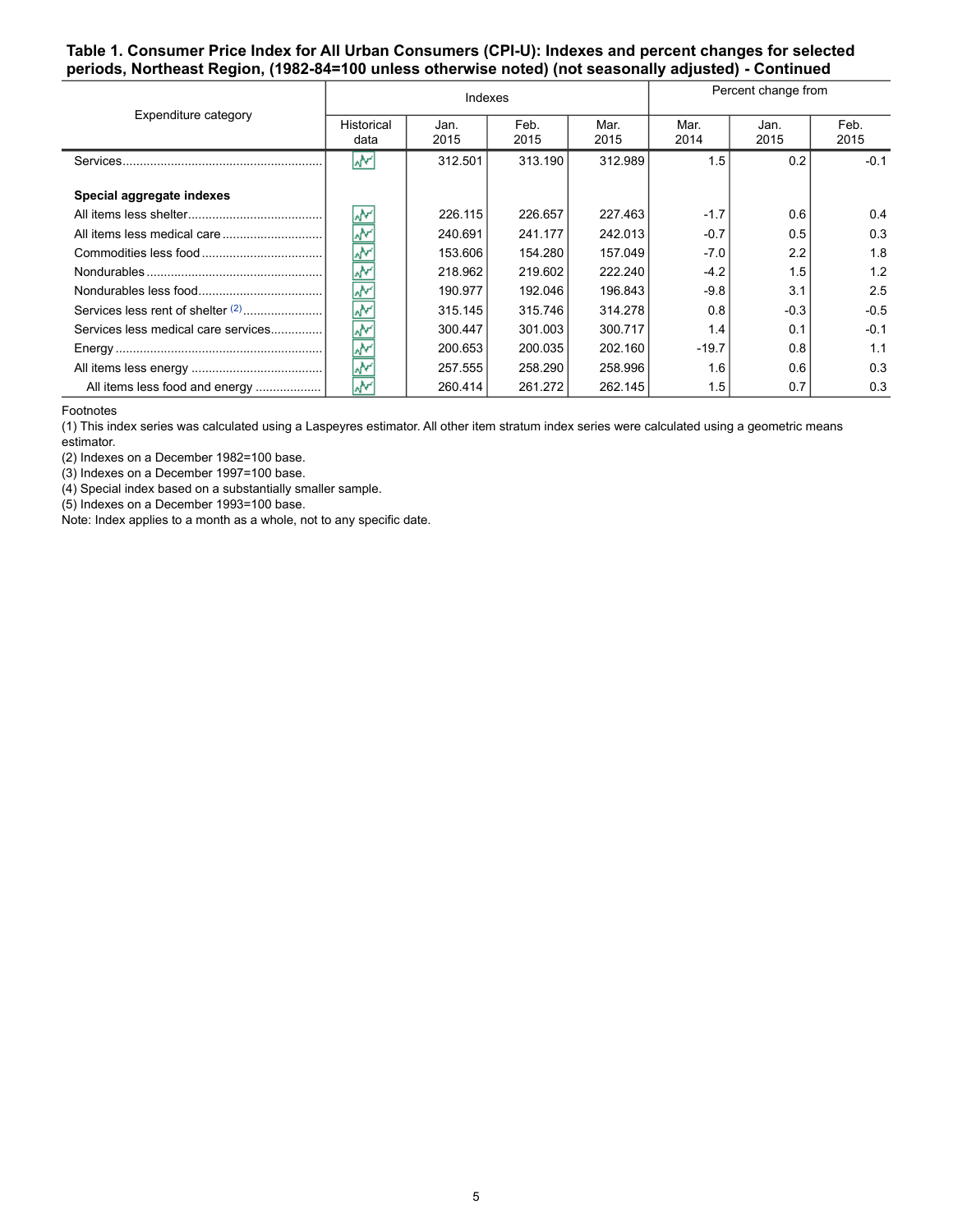**Table 1. Consumer Price Index for All Urban Consumers (CPI-U): Indexes and percent changes for selected periods, Northeast Region, (1982-84=100 unless otherwise noted) (not seasonally adjusted) - Continued**

| Expenditure category | Indexes | | | | Percent change from | | |
|---|---|---|---|---|---|---|---|
| | Historical data | Jan. 2015 | Feb. 2015 | Mar. 2015 | Mar. 2014 | Jan. 2015 | Feb. 2015 |
| Services | | 312.501 | 313.190 | 312.989 | 1.5 | 0.2 | -0.1 |
| **Special aggregate indexes** | | | | | | | |
| All items less shelter | | 226.115 | 226.657 | 227.463 | -1.7 | 0.6 | 0.4 |
| All items less medical care | | 240.691 | 241.177 | 242.013 | -0.7 | 0.5 | 0.3 |
| Commodities less food | | 153.606 | 154.280 | 157.049 | -7.0 | 2.2 | 1.8 |
| Nondurables | | 218.962 | 219.602 | 222.240 | -4.2 | 1.5 | 1.2 |
| Nondurables less food | | 190.977 | 192.046 | 196.843 | -9.8 | 3.1 | 2.5 |
| Services less rent of shelter (2) | | 315.145 | 315.746 | 314.278 | 0.8 | -0.3 | -0.5 |
| Services less medical care services | | 300.447 | 301.003 | 300.717 | 1.4 | 0.1 | -0.1 |
| Energy | | 200.653 | 200.035 | 202.160 | -19.7 | 0.8 | 1.1 |
| All items less energy | | 257.555 | 258.290 | 258.996 | 1.6 | 0.6 | 0.3 |
| All items less food and energy | | 260.414 | 261.272 | 262.145 | 1.5 | 0.7 | 0.3 |

Footnotes

(1) This index series was calculated using a Laspeyres estimator. All other item stratum index series were calculated using a geometric means estimator.

(2) Indexes on a December 1982=100 base.

(3) Indexes on a December 1997=100 base.

(4) Special index based on a substantially smaller sample.

(5) Indexes on a December 1993=100 base.

Note: Index applies to a month as a whole, not to any specific date.